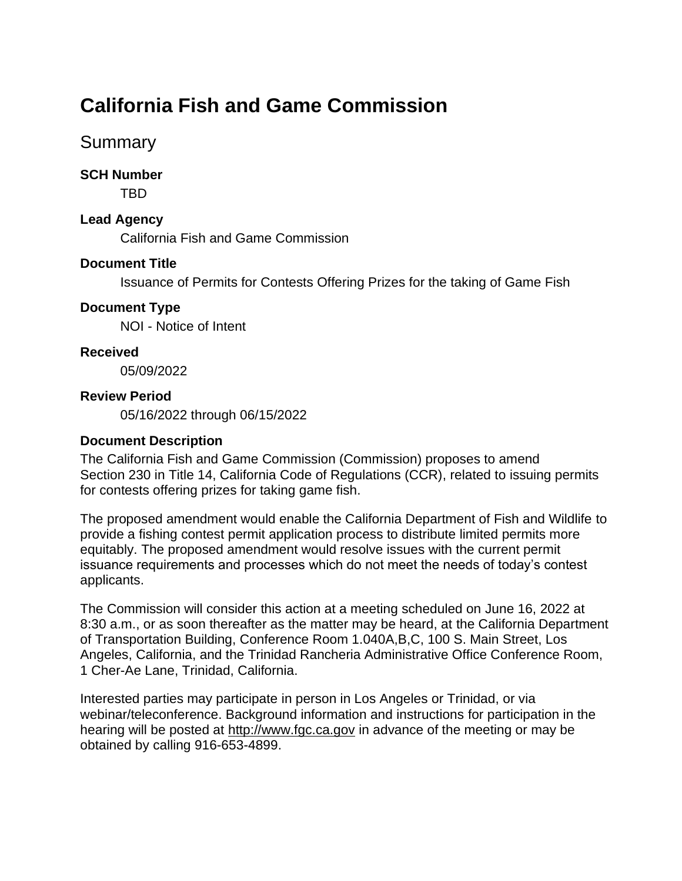# California Fish and Game Commission

## Summary

### SCH Number

TBD

### Lead Agency

California Fish and Game Commission

### Document Title

Issuance of Permits for Contests Offering Prizes for the taking of Game Fish

### Document Type

NOI - Notice of Intent

### Received

05/09/2022

### Review Period

05/16/2022 through 06/15/2022

### Document Description

The California Fish and Game Commission (Commission) proposes to amend Section 230 in Title 14, California Code of Regulations (CCR), related to issuing permits for contests offering prizes for taking game fish.

The proposed amendment would enable the California Department of Fish and Wildlife to provide a fishing contest permit application process to distribute limited permits more equitably. The proposed amendment would resolve issues with the current permit issuance requirements and processes which do not meet the needs of today's contest applicants.

The Commission will consider this action at a meeting scheduled on June 16, 2022 at 8:30 a.m., or as soon thereafter as the matter may be heard, at the California Department of Transportation Building, Conference Room 1.040A,B,C, 100 S. Main Street, Los Angeles, California, and the Trinidad Rancheria Administrative Office Conference Room, 1 Cher-Ae Lane, Trinidad, California.

Interested parties may participate in person in Los Angeles or Trinidad, or via webinar/teleconference. Background information and instructions for participation in the hearing will be posted at http://www.fgc.ca.gov in advance of the meeting or may be obtained by calling 916-653-4899.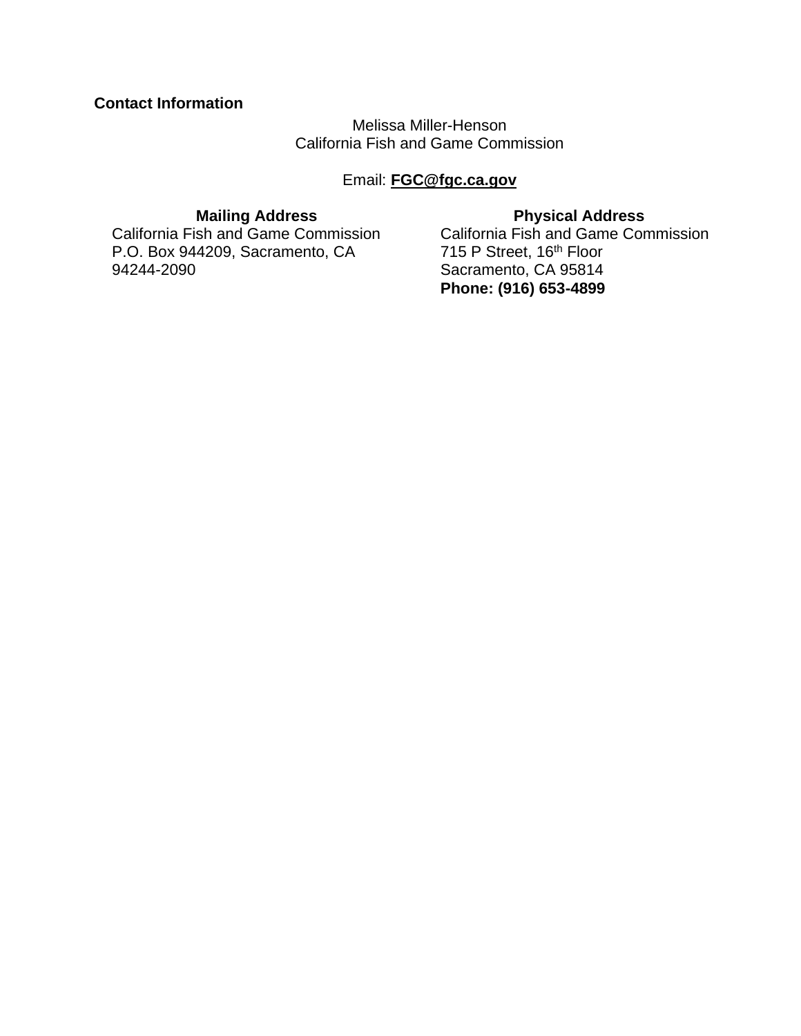**Contact Information**

Melissa Miller-Henson
California Fish and Game Commission

Email: **FGC@fgc.ca.gov**

**Mailing Address**
California Fish and Game Commission
P.O. Box 944209, Sacramento, CA
94244-2090

**Physical Address**
California Fish and Game Commission
715 P Street, 16th Floor
Sacramento, CA 95814
**Phone: (916) 653-4899**